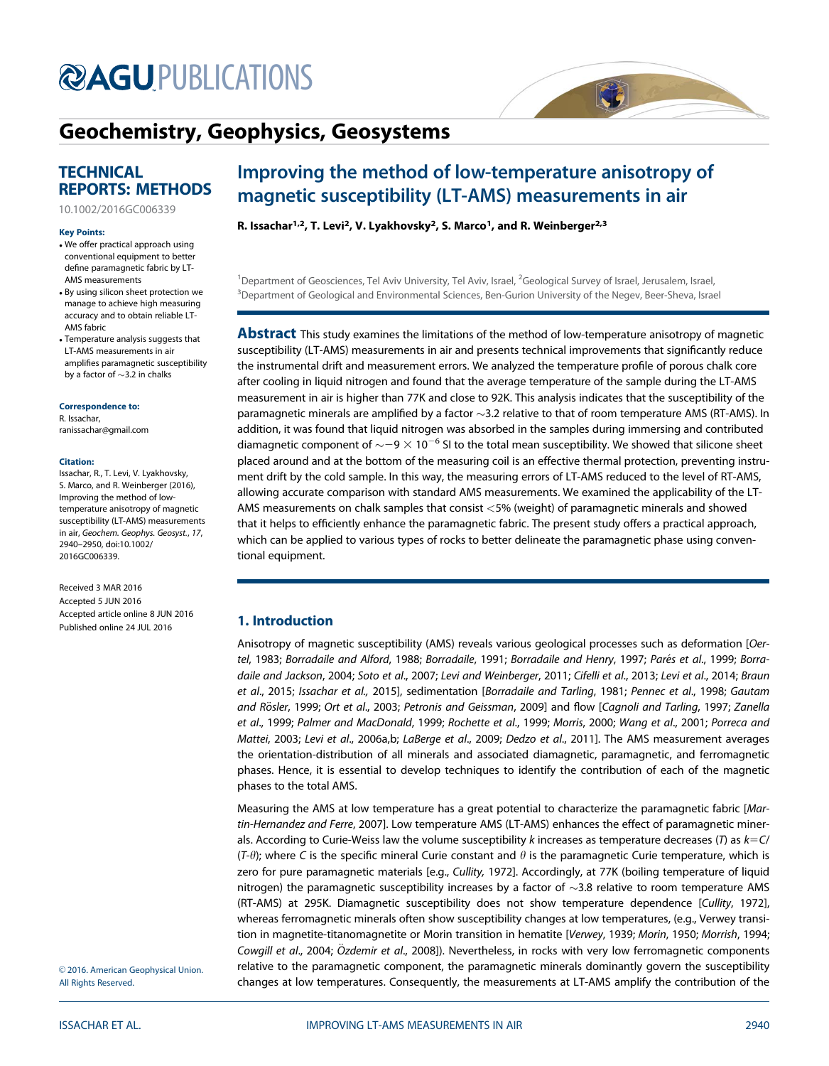# Geochemistry, Geophysics, Geosystems

**TECHNICAL REPORTS: METHODS**

10.1002/2016GC006339

**Key Points:**

- We offer practical approach using conventional equipment to better define paramagnetic fabric by LT-AMS measurements
- By using silicon sheet protection we manage to achieve high measuring accuracy and to obtain reliable LT-AMS fabric
- Temperature analysis suggests that LT-AMS measurements in air amplifies paramagnetic susceptibility by a factor of ~3.2 in chalks

**Correspondence to:**

R. Issachar,
ranissachar@gmail.com

**Citation:**

Issachar, R., T. Levi, V. Lyakhovsky, S. Marco, and R. Weinberger (2016), Improving the method of low-temperature anisotropy of magnetic susceptibility (LT-AMS) measurements in air, *Geochem. Geophys. Geosyst.*, *17*, 2940–2950, doi:10.1002/2016GC006339.

Received 3 MAR 2016
Accepted 5 JUN 2016
Accepted article online 8 JUN 2016
Published online 24 JUL 2016

© 2016. American Geophysical Union. All Rights Reserved.

# Improving the method of low-temperature anisotropy of magnetic susceptibility (LT-AMS) measurements in air

**R. Issachar[1,2], T. Levi[2], V. Lyakhovsky[2], S. Marco[1], and R. Weinberger[2,3]**

[1]Department of Geosciences, Tel Aviv University, Tel Aviv, Israel, [2]Geological Survey of Israel, Jerusalem, Israel, [3]Department of Geological and Environmental Sciences, Ben-Gurion University of the Negev, Beer-Sheva, Israel

**Abstract** This study examines the limitations of the method of low-temperature anisotropy of magnetic susceptibility (LT-AMS) measurements in air and presents technical improvements that significantly reduce the instrumental drift and measurement errors. We analyzed the temperature profile of porous chalk core after cooling in liquid nitrogen and found that the average temperature of the sample during the LT-AMS measurement in air is higher than 77K and close to 92K. This analysis indicates that the susceptibility of the paramagnetic minerals are amplified by a factor ~3.2 relative to that of room temperature AMS (RT-AMS). In addition, it was found that liquid nitrogen was absorbed in the samples during immersing and contributed diamagnetic component of $\sim -9 \times 10^{-6}$ SI to the total mean susceptibility. We showed that silicone sheet placed around and at the bottom of the measuring coil is an effective thermal protection, preventing instrument drift by the cold sample. In this way, the measuring errors of LT-AMS reduced to the level of RT-AMS, allowing accurate comparison with standard AMS measurements. We examined the applicability of the LT-AMS measurements on chalk samples that consist <5% (weight) of paramagnetic minerals and showed that it helps to efficiently enhance the paramagnetic fabric. The present study offers a practical approach, which can be applied to various types of rocks to better delineate the paramagnetic phase using conventional equipment.

## 1. Introduction

Anisotropy of magnetic susceptibility (AMS) reveals various geological processes such as deformation [*Oertel*, 1983; *Borradaile and Alford*, 1988; *Borradaile*, 1991; *Borradaile and Henry*, 1997; *Parés et al.*, 1999; *Borradaile and Jackson*, 2004; *Soto et al.*, 2007; *Levi and Weinberger*, 2011; *Cifelli et al.*, 2013; *Levi et al.*, 2014; *Braun et al.*, 2015; *Issachar et al.*, 2015], sedimentation [*Borradaile and Tarling*, 1981; *Pennec et al.*, 1998; *Gautam and Rösler*, 1999; *Ort et al.*, 2003; *Petronis and Geissman*, 2009] and flow [*Cagnoli and Tarling*, 1997; *Zanella et al.*, 1999; *Palmer and MacDonald*, 1999; *Rochette et al.*, 1999; *Morris*, 2000; *Wang et al.*, 2001; *Porreca and Mattei*, 2003; *Levi et al.*, 2006a,b; *LaBerge et al.*, 2009; *Dedzo et al.*, 2011]. The AMS measurement averages the orientation-distribution of all minerals and associated diamagnetic, paramagnetic, and ferromagnetic phases. Hence, it is essential to develop techniques to identify the contribution of each of the magnetic phases to the total AMS.

Measuring the AMS at low temperature has a great potential to characterize the paramagnetic fabric [*Martin-Hernandez and Ferre*, 2007]. Low temperature AMS (LT-AMS) enhances the effect of paramagnetic minerals. According to Curie-Weiss law the volume susceptibility $k$ increases as temperature decreases ($T$) as $k = C/(T\text{-}\theta)$; where $C$ is the specific mineral Curie constant and $\theta$ is the paramagnetic Curie temperature, which is zero for pure paramagnetic materials [e.g., *Cullity*, 1972]. Accordingly, at 77K (boiling temperature of liquid nitrogen) the paramagnetic susceptibility increases by a factor of ~3.8 relative to room temperature AMS (RT-AMS) at 295K. Diamagnetic susceptibility does not show temperature dependence [*Cullity*, 1972], whereas ferromagnetic minerals often show susceptibility changes at low temperatures, (e.g., Verwey transition in magnetite-titanomagnetite or Morin transition in hematite [*Verwey*, 1939; *Morin*, 1950; *Morrish*, 1994; *Cowgill et al.*, 2004; *Özdemir et al.*, 2008]). Nevertheless, in rocks with very low ferromagnetic components relative to the paramagnetic component, the paramagnetic minerals dominantly govern the susceptibility changes at low temperatures. Consequently, the measurements at LT-AMS amplify the contribution of the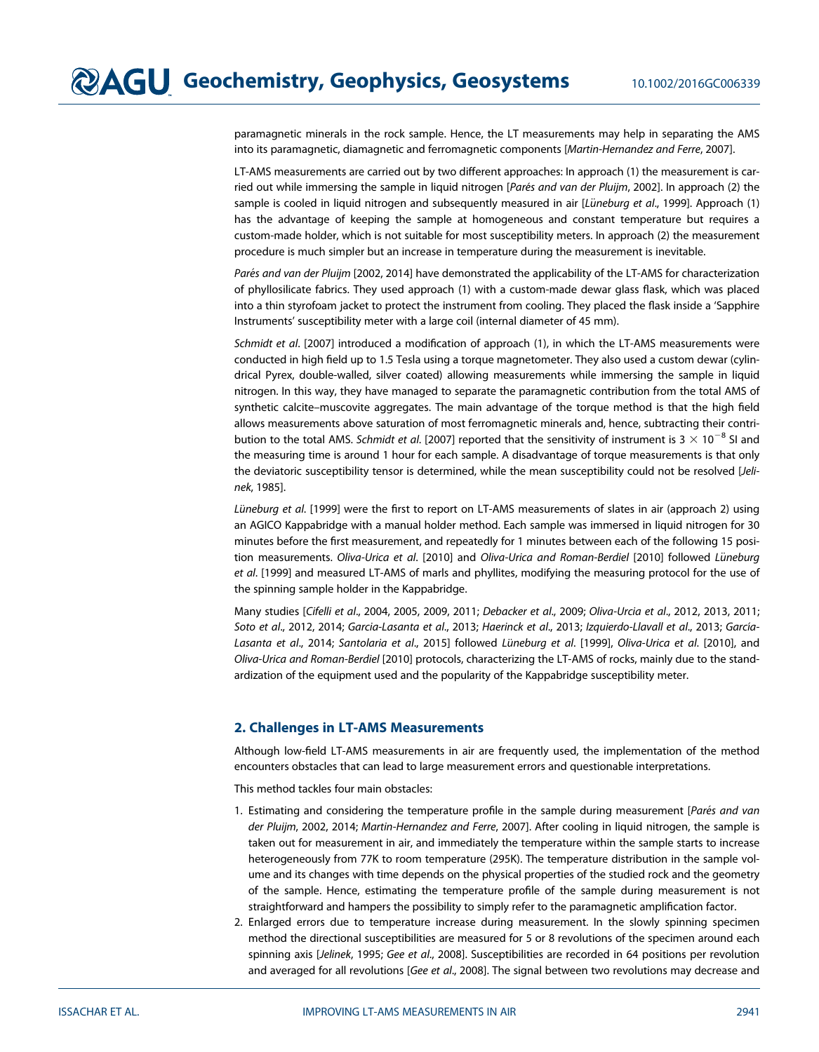paramagnetic minerals in the rock sample. Hence, the LT measurements may help in separating the AMS into its paramagnetic, diamagnetic and ferromagnetic components [*Martin-Hernandez and Ferre*, 2007].

LT-AMS measurements are carried out by two different approaches: In approach (1) the measurement is carried out while immersing the sample in liquid nitrogen [*Parés and van der Pluijm*, 2002]. In approach (2) the sample is cooled in liquid nitrogen and subsequently measured in air [*Lüneburg et al*., 1999]. Approach (1) has the advantage of keeping the sample at homogeneous and constant temperature but requires a custom-made holder, which is not suitable for most susceptibility meters. In approach (2) the measurement procedure is much simpler but an increase in temperature during the measurement is inevitable.

*Parés and van der Pluijm* [2002, 2014] have demonstrated the applicability of the LT-AMS for characterization of phyllosilicate fabrics. They used approach (1) with a custom-made dewar glass flask, which was placed into a thin styrofoam jacket to protect the instrument from cooling. They placed the flask inside a 'Sapphire Instruments' susceptibility meter with a large coil (internal diameter of 45 mm).

*Schmidt et al*. [2007] introduced a modification of approach (1), in which the LT-AMS measurements were conducted in high field up to 1.5 Tesla using a torque magnetometer. They also used a custom dewar (cylindrical Pyrex, double-walled, silver coated) allowing measurements while immersing the sample in liquid nitrogen. In this way, they have managed to separate the paramagnetic contribution from the total AMS of synthetic calcite–muscovite aggregates. The main advantage of the torque method is that the high field allows measurements above saturation of most ferromagnetic minerals and, hence, subtracting their contribution to the total AMS. *Schmidt et al*. [2007] reported that the sensitivity of instrument is $3 \times 10^{-8}$ SI and the measuring time is around 1 hour for each sample. A disadvantage of torque measurements is that only the deviatoric susceptibility tensor is determined, while the mean susceptibility could not be resolved [*Jelinek*, 1985].

*Lüneburg et al*. [1999] were the first to report on LT-AMS measurements of slates in air (approach 2) using an AGICO Kappabridge with a manual holder method. Each sample was immersed in liquid nitrogen for 30 minutes before the first measurement, and repeatedly for 1 minutes between each of the following 15 position measurements. *Oliva-Urica et al*. [2010] and *Oliva-Urica and Roman-Berdiel* [2010] followed *Lüneburg et al*. [1999] and measured LT-AMS of marls and phyllites, modifying the measuring protocol for the use of the spinning sample holder in the Kappabridge.

Many studies [*Cifelli et al*., 2004, 2005, 2009, 2011; *Debacker et al*., 2009; *Oliva-Urcia et al*., 2012, 2013, 2011; *Soto et al*., 2012, 2014; *Garcia-Lasanta et al*., 2013; *Haerinck et al*., 2013; *Izquierdo-Llavall et al*., 2013; *Garcia-Lasanta et al*., 2014; *Santolaria et al*., 2015] followed *Lüneburg et al*. [1999], *Oliva-Urica et al*. [2010], and *Oliva-Urica and Roman-Berdiel* [2010] protocols, characterizing the LT-AMS of rocks, mainly due to the standardization of the equipment used and the popularity of the Kappabridge susceptibility meter.

## 2. Challenges in LT-AMS Measurements

Although low-field LT-AMS measurements in air are frequently used, the implementation of the method encounters obstacles that can lead to large measurement errors and questionable interpretations.

This method tackles four main obstacles:

1. Estimating and considering the temperature profile in the sample during measurement [*Parés and van der Pluijm*, 2002, 2014; *Martin-Hernandez and Ferre*, 2007]. After cooling in liquid nitrogen, the sample is taken out for measurement in air, and immediately the temperature within the sample starts to increase heterogeneously from 77K to room temperature (295K). The temperature distribution in the sample volume and its changes with time depends on the physical properties of the studied rock and the geometry of the sample. Hence, estimating the temperature profile of the sample during measurement is not straightforward and hampers the possibility to simply refer to the paramagnetic amplification factor.
2. Enlarged errors due to temperature increase during measurement. In the slowly spinning specimen method the directional susceptibilities are measured for 5 or 8 revolutions of the specimen around each spinning axis [*Jelinek*, 1995; *Gee et al*., 2008]. Susceptibilities are recorded in 64 positions per revolution and averaged for all revolutions [*Gee et al*., 2008]. The signal between two revolutions may decrease and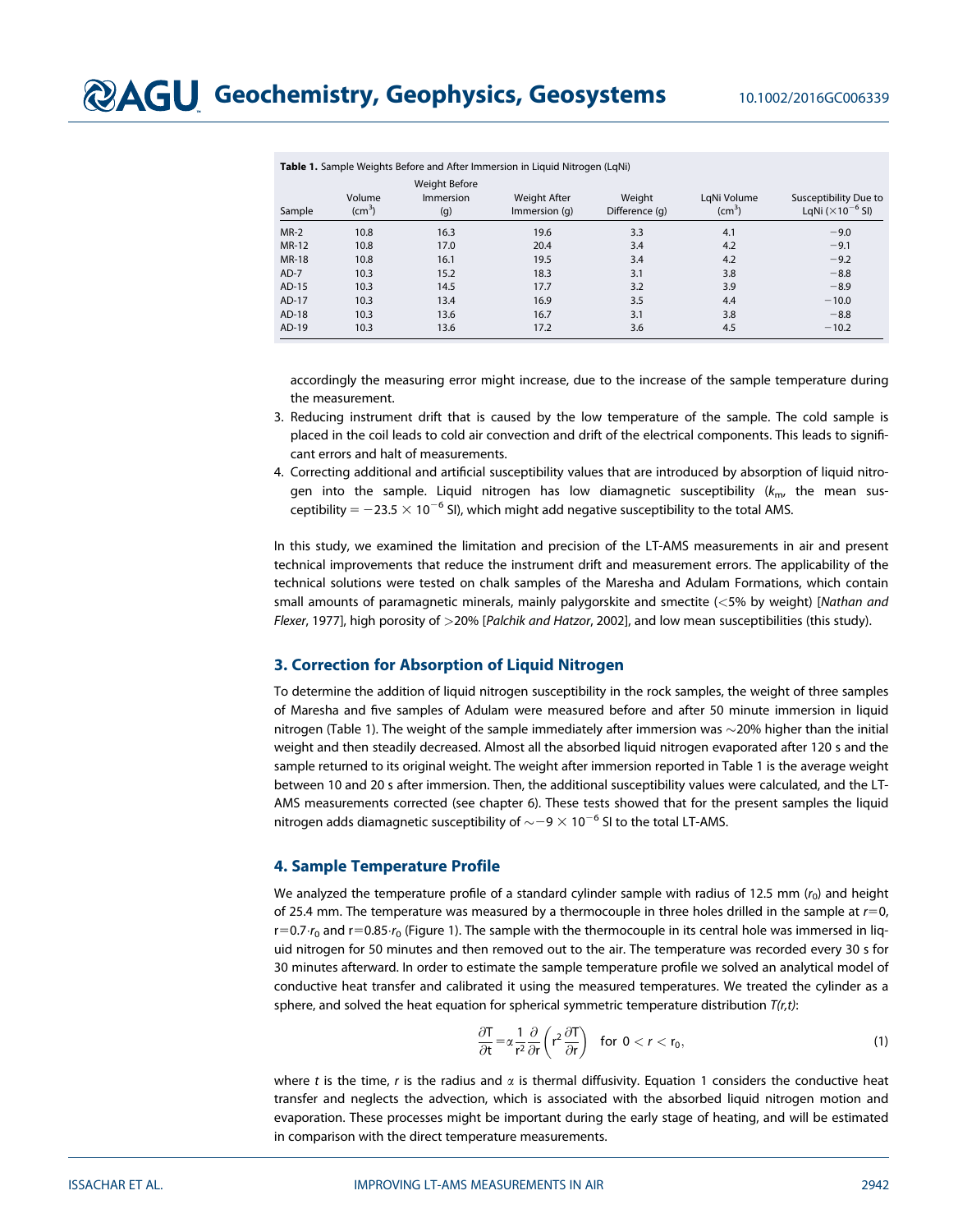**Table 1.** Sample Weights Before and After Immersion in Liquid Nitrogen (LqNi)

| Sample | Volume ($cm^3$) | Weight Before Immersion (g) | Weight After Immersion (g) | Weight Difference (g) | LqNi Volume ($cm^3$) | Susceptibility Due to LqNi ($\times 10^{-6}$ SI) |
|---|---|---|---|---|---|---|
| MR-2 | 10.8 | 16.3 | 19.6 | 3.3 | 4.1 | −9.0 |
| MR-12 | 10.8 | 17.0 | 20.4 | 3.4 | 4.2 | −9.1 |
| MR-18 | 10.8 | 16.1 | 19.5 | 3.4 | 4.2 | −9.2 |
| AD-7 | 10.3 | 15.2 | 18.3 | 3.1 | 3.8 | −8.8 |
| AD-15 | 10.3 | 14.5 | 17.7 | 3.2 | 3.9 | −8.9 |
| AD-17 | 10.3 | 13.4 | 16.9 | 3.5 | 4.4 | −10.0 |
| AD-18 | 10.3 | 13.6 | 16.7 | 3.1 | 3.8 | −8.8 |
| AD-19 | 10.3 | 13.6 | 17.2 | 3.6 | 4.5 | −10.2 |

accordingly the measuring error might increase, due to the increase of the sample temperature during the measurement.

3. Reducing instrument drift that is caused by the low temperature of the sample. The cold sample is placed in the coil leads to cold air convection and drift of the electrical components. This leads to significant errors and halt of measurements.
4. Correcting additional and artificial susceptibility values that are introduced by absorption of liquid nitrogen into the sample. Liquid nitrogen has low diamagnetic susceptibility ($k_m$, the mean susceptibility = $-23.5 \times 10^{-6}$ SI), which might add negative susceptibility to the total AMS.

In this study, we examined the limitation and precision of the LT-AMS measurements in air and present technical improvements that reduce the instrument drift and measurement errors. The applicability of the technical solutions were tested on chalk samples of the Maresha and Adulam Formations, which contain small amounts of paramagnetic minerals, mainly palygorskite and smectite (<5% by weight) [*Nathan and Flexer*, 1977], high porosity of >20% [*Palchik and Hatzor*, 2002], and low mean susceptibilities (this study).

## 3. Correction for Absorption of Liquid Nitrogen

To determine the addition of liquid nitrogen susceptibility in the rock samples, the weight of three samples of Maresha and five samples of Adulam were measured before and after 50 minute immersion in liquid nitrogen (Table 1). The weight of the sample immediately after immersion was ~20% higher than the initial weight and then steadily decreased. Almost all the absorbed liquid nitrogen evaporated after 120 s and the sample returned to its original weight. The weight after immersion reported in Table 1 is the average weight between 10 and 20 s after immersion. Then, the additional susceptibility values were calculated, and the LT-AMS measurements corrected (see chapter 6). These tests showed that for the present samples the liquid nitrogen adds diamagnetic susceptibility of $\sim -9 \times 10^{-6}$ SI to the total LT-AMS.

## 4. Sample Temperature Profile

We analyzed the temperature profile of a standard cylinder sample with radius of 12.5 mm ($r_0$) and height of 25.4 mm. The temperature was measured by a thermocouple in three holes drilled in the sample at $r=0$, $r=0.7 \cdot r_0$ and $r=0.85 \cdot r_0$ (Figure 1). The sample with the thermocouple in its central hole was immersed in liquid nitrogen for 50 minutes and then removed out to the air. The temperature was recorded every 30 s for 30 minutes afterward. In order to estimate the sample temperature profile we solved an analytical model of conductive heat transfer and calibrated it using the measured temperatures. We treated the cylinder as a sphere, and solved the heat equation for spherical symmetric temperature distribution *T(r,t)*:

$$\frac{\partial T}{\partial t} = \alpha \frac{1}{r^2} \frac{\partial}{\partial r}\left(r^2 \frac{\partial T}{\partial r}\right) \quad \text{for } 0 < r < r_0, \tag{1}$$

where $t$ is the time, $r$ is the radius and $\alpha$ is thermal diffusivity. Equation 1 considers the conductive heat transfer and neglects the advection, which is associated with the absorbed liquid nitrogen motion and evaporation. These processes might be important during the early stage of heating, and will be estimated in comparison with the direct temperature measurements.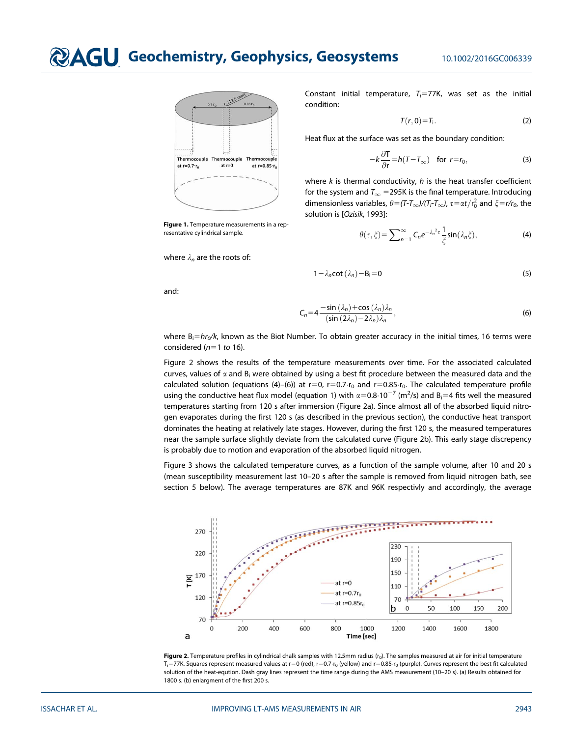Figure 1. Temperature measurements in a representative cylindrical sample.

Constant initial temperature, $T_i$=77K, was set as the initial condition:

$$T(r,0)=T_i. \tag{2}$$

Heat flux at the surface was set as the boundary condition:

$$-k\frac{\partial T}{\partial r}=h(T-T_\infty) \quad \text{for } r=r_0, \tag{3}$$

where $k$ is thermal conductivity, $h$ is the heat transfer coefficient for the system and $T_\infty$ =295K is the final temperature. Introducing dimensionless variables, $\theta=(T-T_\infty)/(T_i-T_\infty)$, $\tau=\alpha t/r_0^2$ and $\xi=r/r_0$, the solution is [*Ozisik*, 1993]:

$$\theta(\tau,\xi)=\sum_{n=1}^{\infty} C_n e^{-\lambda_n^2\tau}\frac{1}{\xi}\sin(\lambda_n\xi), \tag{4}$$

where $\lambda_n$ are the roots of:

$$1-\lambda_n\cot(\lambda_n)-B_i=0 \tag{5}$$

and:

$$C_n=4\frac{-\sin(\lambda_n)+\cos(\lambda_n)\lambda_n}{(\sin(2\lambda_n)-2\lambda_n)\lambda_n}, \tag{6}$$

where $B_i=hr_0/k$, known as the Biot Number. To obtain greater accuracy in the initial times, 16 terms were considered ($n$=1 *to* 16).

Figure 2 shows the results of the temperature measurements over time. For the associated calculated curves, values of $\alpha$ and $B_i$ were obtained by using a best fit procedure between the measured data and the calculated solution (equations (4)–(6)) at r=0, r=0.7·$r_0$ and r=0.85·$r_0$. The calculated temperature profile using the conductive heat flux model (equation 1) with $\alpha=0.8\cdot10^{-7}$ ($m^2$/s) and $B_i$=4 fits well the measured temperatures starting from 120 s after immersion (Figure 2a). Since almost all of the absorbed liquid nitrogen evaporates during the first 120 s (as described in the previous section), the conductive heat transport dominates the heating at relatively late stages. However, during the first 120 s, the measured temperatures near the sample surface slightly deviate from the calculated curve (Figure 2b). This early stage discrepency is probably due to motion and evaporation of the absorbed liquid nitrogen.

Figure 3 shows the calculated temperature curves, as a function of the sample volume, after 10 and 20 s (mean susceptibility measurement last 10–20 s after the sample is removed from liquid nitrogen bath, see section 5 below). The average temperatures are 87K and 96K respectivly and accordingly, the average

**Figure 2.** Temperature profiles in cylindrical chalk samples with 12.5mm radius ($r_0$). The samples measured at air for initial temperature $T_i$=77K. Squares represent measured values at r=0 (red), r=0.7·$r_0$ (yellow) and r=0.85·$r_0$ (purple). Curves represent the best fit calculated solution of the heat-eqution. Dash gray lines represent the time range during the AMS measurement (10–20 s). (a) Results obtained for 1800 s. (b) enlargment of the first 200 s.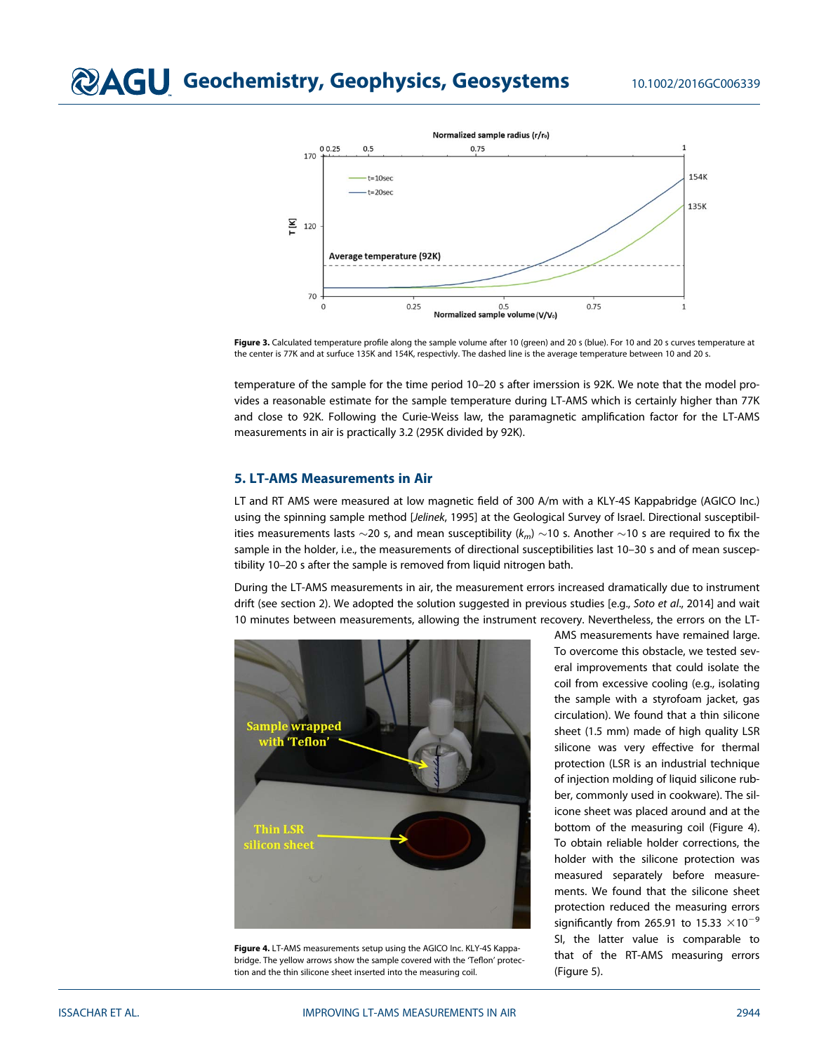**Figure 3.** Calculated temperature profile along the sample volume after 10 (green) and 20 s (blue). For 10 and 20 s curves temperature at the center is 77K and at surface 135K and 154K, respectivly. The dashed line is the average temperature between 10 and 20 s.

temperature of the sample for the time period 10–20 s after imerssion is 92K. We note that the model provides a reasonable estimate for the sample temperature during LT-AMS which is certainly higher than 77K and close to 92K. Following the Curie-Weiss law, the paramagnetic amplification factor for the LT-AMS measurements in air is practically 3.2 (295K divided by 92K).

## 5. LT-AMS Measurements in Air

LT and RT AMS were measured at low magnetic field of 300 A/m with a KLY-4S Kappabridge (AGICO Inc.) using the spinning sample method [*Jelinek*, 1995] at the Geological Survey of Israel. Directional susceptibilities measurements lasts ~20 s, and mean susceptibility ($k_m$) ~10 s. Another ~10 s are required to fix the sample in the holder, i.e., the measurements of directional susceptibilities last 10–30 s and of mean susceptibility 10–20 s after the sample is removed from liquid nitrogen bath.

During the LT-AMS measurements in air, the measurement errors increased dramatically due to instrument drift (see section 2). We adopted the solution suggested in previous studies [e.g., *Soto et al*., 2014] and wait 10 minutes between measurements, allowing the instrument recovery. Nevertheless, the errors on the LT-AMS measurements have remained large. To overcome this obstacle, we tested several improvements that could isolate the coil from excessive cooling (e.g., isolating the sample with a styrofoam jacket, gas circulation). We found that a thin silicone sheet (1.5 mm) made of high quality LSR silicone was very effective for thermal protection (LSR is an industrial technique of injection molding of liquid silicone rubber, commonly used in cookware). The silicone sheet was placed around and at the bottom of the measuring coil (Figure 4). To obtain reliable holder corrections, the holder with the silicone protection was measured separately before measurements. We found that the silicone sheet protection reduced the measuring errors significantly from 265.91 to 15.33 $\times 10^{-9}$ SI, the latter value is comparable to that of the RT-AMS measuring errors (Figure 5).

**Figure 4.** LT-AMS measurements setup using the AGICO Inc. KLY-4S Kappabridge. The yellow arrows show the sample covered with the 'Teflon' protection and the thin silicone sheet inserted into the measuring coil.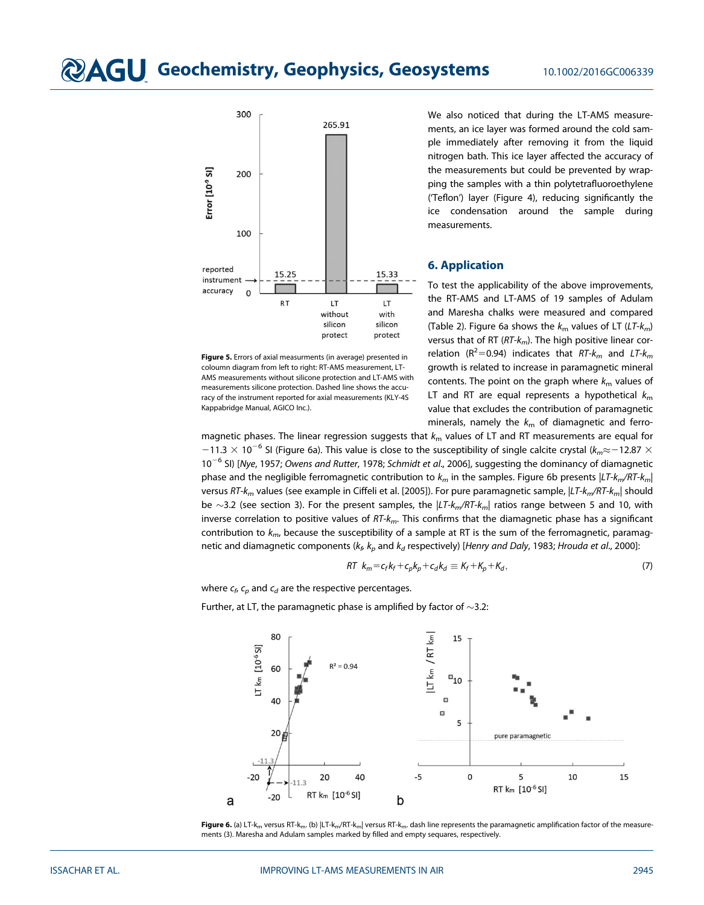Figure 5. Errors of axial measurments (in average) presented in coloumn diagram from left to right: RT-AMS measurement, LT-AMS measurements without silicone protection and LT-AMS with measurements silicone protection. Dashed line shows the accuracy of the instrument reported for axial measurements (KLY-4S Kappabridge Manual, AGICO Inc.).

We also noticed that during the LT-AMS measurements, an ice layer was formed around the cold sample immediately after removing it from the liquid nitrogen bath. This ice layer affected the accuracy of the measurements but could be prevented by wrapping the samples with a thin polytetrafluoroethylene ('Teflon') layer (Figure 4), reducing significantly the ice condensation around the sample during measurements.

## 6. Application

To test the applicability of the above improvements, the RT-AMS and LT-AMS of 19 samples of Adulam and Maresha chalks were measured and compared (Table 2). Figure 6a shows the $k_m$ values of LT (*LT*-$k_m$) versus that of RT (*RT*-$k_m$). The high positive linear correlation ($R^2$=0.94) indicates that *RT*-$k_m$ and *LT*-$k_m$ growth is related to increase in paramagnetic mineral contents. The point on the graph where $k_m$ values of LT and RT are equal represents a hypothetical $k_m$ value that excludes the contribution of paramagnetic minerals, namely the $k_m$ of diamagnetic and ferromagnetic phases. The linear regression suggests that $k_m$ values of LT and RT measurements are equal for $-11.3 \times 10^{-6}$ SI (Figure 6a). This value is close to the susceptibility of single calcite crystal ($k_m \approx -12.87 \times 10^{-6}$ SI) [*Nye*, 1957; *Owens and Rutter*, 1978; *Schmidt et al.*, 2006], suggesting the dominancy of diamagnetic phase and the negligible ferromagnetic contribution to $k_m$ in the samples. Figure 6b presents |*LT*-$k_m$/*RT*-$k_m$| versus *RT*-$k_m$ values (see example in Ciffeli et al. [2005]). For pure paramagnetic sample, |*LT*-$k_m$/*RT*-$k_m$| should be ~3.2 (see section 3). For the present samples, the |*LT*-$k_m$/*RT*-$k_m$| ratios range between 5 and 10, with inverse correlation to positive values of *RT*-$k_m$. This confirms that the diamagnetic phase has a significant contribution to $k_m$, because the susceptibility of a sample at RT is the sum of the ferromagnetic, paramagnetic and diamagnetic components ($k_f$, $k_p$ and $k_d$ respectively) [*Henry and Daly*, 1983; *Hrouda et al.*, 2000]:

$$RT\ \ k_m = c_f k_f + c_p k_p + c_d k_d \equiv K_f + K_p + K_d, \tag{7}$$

where $c_f$, $c_p$ and $c_d$ are the respective percentages.

Further, at LT, the paramagnetic phase is amplified by factor of ~3.2:

Figure 6. (a) LT-$k_m$ versus RT-$k_m$. (b) |LT-$k_m$/RT-$k_m$| versus RT-$k_m$. dash line represents the paramagnetic amplification factor of the measurements (3). Maresha and Adulam samples marked by filled and empty sequares, respectively.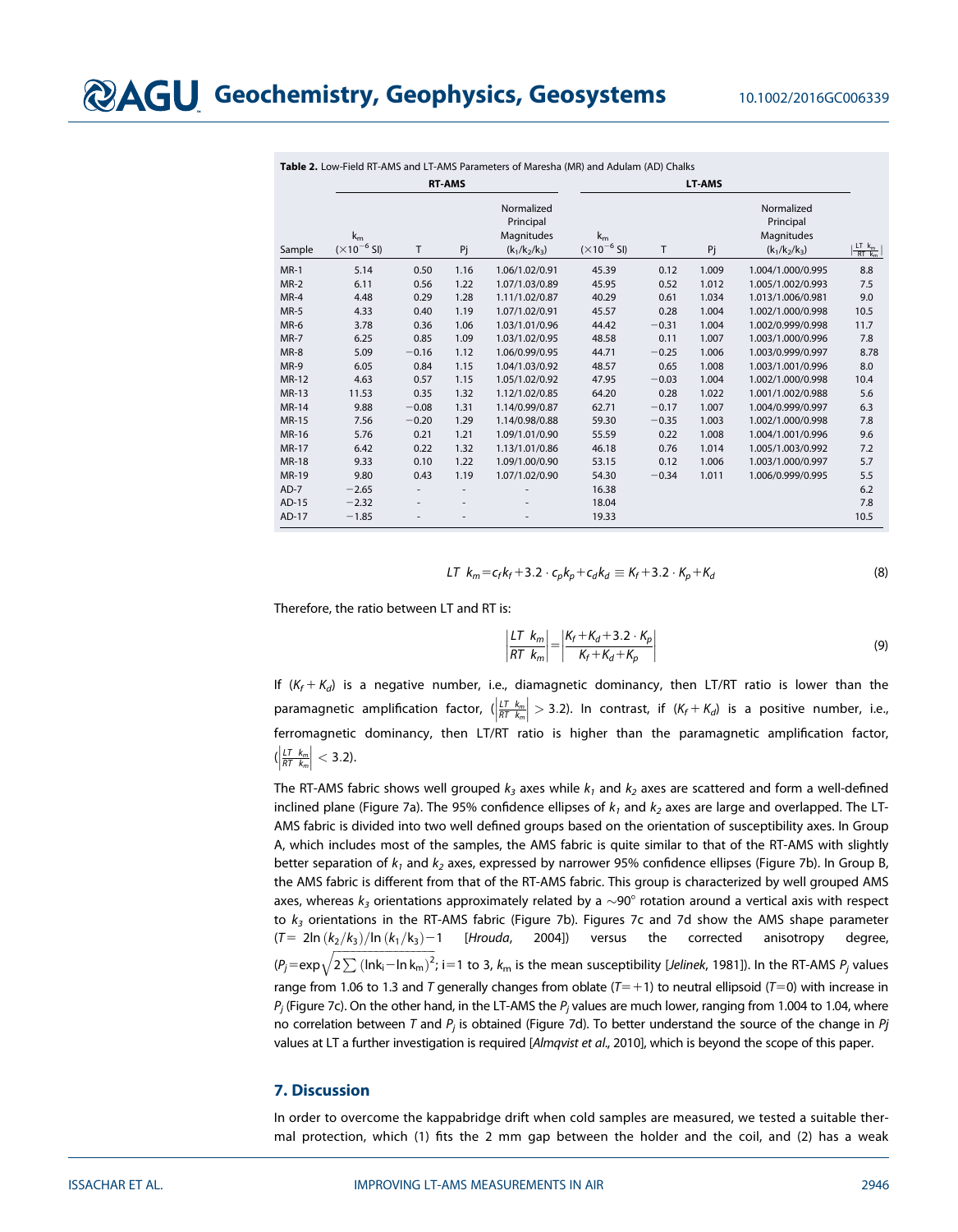**Table 2.** Low-Field RT-AMS and LT-AMS Parameters of Maresha (MR) and Adulam (AD) Chalks

| | RT-AMS | | | | LT-AMS | | | | |
|---|---|---|---|---|---|---|---|---|---|
| Sample | $k_m$ ($\times10^{-6}$ SI) | T | Pj | Normalized Principal Magnitudes ($k_1/k_2/k_3$) | $k_m$ ($\times10^{-6}$ SI) | T | Pj | Normalized Principal Magnitudes ($k_1/k_2/k_3$) | $\left\lvert\frac{LT\ k_m}{RT\ k_m}\right\rvert$ |
| MR-1 | 5.14 | 0.50 | 1.16 | 1.06/1.02/0.91 | 45.39 | 0.12 | 1.009 | 1.004/1.000/0.995 | 8.8 |
| MR-2 | 6.11 | 0.56 | 1.22 | 1.07/1.03/0.89 | 45.95 | 0.52 | 1.012 | 1.005/1.002/0.993 | 7.5 |
| MR-4 | 4.48 | 0.29 | 1.28 | 1.11/1.02/0.87 | 40.29 | 0.61 | 1.034 | 1.013/1.006/0.981 | 9.0 |
| MR-5 | 4.33 | 0.40 | 1.19 | 1.07/1.02/0.91 | 45.57 | 0.28 | 1.004 | 1.002/1.000/0.998 | 10.5 |
| MR-6 | 3.78 | 0.36 | 1.06 | 1.03/1.01/0.96 | 44.42 | −0.31 | 1.004 | 1.002/0.999/0.998 | 11.7 |
| MR-7 | 6.25 | 0.85 | 1.09 | 1.03/1.02/0.95 | 48.58 | 0.11 | 1.007 | 1.003/1.000/0.996 | 7.8 |
| MR-8 | 5.09 | −0.16 | 1.12 | 1.06/0.99/0.95 | 44.71 | −0.25 | 1.006 | 1.003/0.999/0.997 | 8.78 |
| MR-9 | 6.05 | 0.84 | 1.15 | 1.04/1.03/0.92 | 48.57 | 0.65 | 1.008 | 1.003/1.001/0.996 | 8.0 |
| MR-12 | 4.63 | 0.57 | 1.15 | 1.05/1.02/0.92 | 47.95 | −0.03 | 1.004 | 1.002/1.000/0.998 | 10.4 |
| MR-13 | 11.53 | 0.35 | 1.32 | 1.12/1.02/0.85 | 64.20 | 0.28 | 1.022 | 1.001/1.002/0.988 | 5.6 |
| MR-14 | 9.88 | −0.08 | 1.31 | 1.14/0.99/0.87 | 62.71 | −0.17 | 1.007 | 1.004/0.999/0.997 | 6.3 |
| MR-15 | 7.56 | −0.20 | 1.29 | 1.14/0.98/0.88 | 59.30 | −0.35 | 1.003 | 1.002/1.000/0.998 | 7.8 |
| MR-16 | 5.76 | 0.21 | 1.21 | 1.09/1.01/0.90 | 55.59 | 0.22 | 1.008 | 1.004/1.001/0.996 | 9.6 |
| MR-17 | 6.42 | 0.22 | 1.32 | 1.13/1.01/0.86 | 46.18 | 0.76 | 1.014 | 1.005/1.003/0.992 | 7.2 |
| MR-18 | 9.33 | 0.10 | 1.22 | 1.09/1.00/0.90 | 53.15 | 0.12 | 1.006 | 1.003/1.000/0.997 | 5.7 |
| MR-19 | 9.80 | 0.43 | 1.19 | 1.07/1.02/0.90 | 54.30 | −0.34 | 1.011 | 1.006/0.999/0.995 | 5.5 |
| AD-7 | −2.65 | - | - | - | 16.38 | | | | 6.2 |
| AD-15 | −2.32 | - | - | - | 18.04 | | | | 7.8 |
| AD-17 | −1.85 | - | - | - | 19.33 | | | | 10.5 |

$$LT\ k_m = c_f k_f + 3.2 \cdot c_p k_p + c_d k_d \equiv K_f + 3.2 \cdot K_p + K_d \tag{8}$$

Therefore, the ratio between LT and RT is:

$$\left|\frac{LT\ k_m}{RT\ k_m}\right| = \left|\frac{K_f + K_d + 3.2 \cdot K_p}{K_f + K_d + K_p}\right| \tag{9}$$

If $(K_f + K_d)$ is a negative number, i.e., diamagnetic dominancy, then LT/RT ratio is lower than the paramagnetic amplification factor, ($\left|\frac{LT\ k_m}{RT\ k_m}\right| > 3.2$). In contrast, if $(K_f + K_d)$ is a positive number, i.e., ferromagnetic dominancy, then LT/RT ratio is higher than the paramagnetic amplification factor, ($\left|\frac{LT\ k_m}{RT\ k_m}\right| < 3.2$).

The RT-AMS fabric shows well grouped $k_3$ axes while $k_1$ and $k_2$ axes are scattered and form a well-defined inclined plane (Figure 7a). The 95% confidence ellipses of $k_1$ and $k_2$ axes are large and overlapped. The LT-AMS fabric is divided into two well defined groups based on the orientation of susceptibility axes. In Group A, which includes most of the samples, the AMS fabric is quite similar to that of the RT-AMS with slightly better separation of $k_1$ and $k_2$ axes, expressed by narrower 95% confidence ellipses (Figure 7b). In Group B, the AMS fabric is different from that of the RT-AMS fabric. This group is characterized by well grouped AMS axes, whereas $k_3$ orientations approximately related by a ~90° rotation around a vertical axis with respect to $k_3$ orientations in the RT-AMS fabric (Figure 7b). Figures 7c and 7d show the AMS shape parameter ($T = 2\ln(k_2/k_3)/\ln(k_1/k_3) - 1$ [*Hrouda*, 2004]) versus the corrected anisotropy degree, ($P_j = \exp\sqrt{2\sum(\ln k_i - \ln k_m)^2}$; i=1 to 3, $k_m$ is the mean susceptibility [*Jelinek*, 1981]). In the RT-AMS $P_j$ values range from 1.06 to 1.3 and $T$ generally changes from oblate ($T = +1$) to neutral ellipsoid ($T = 0$) with increase in $P_j$ (Figure 7c). On the other hand, in the LT-AMS the $P_j$ values are much lower, ranging from 1.004 to 1.04, where no correlation between $T$ and $P_j$ is obtained (Figure 7d). To better understand the source of the change in $Pj$ values at LT a further investigation is required [*Almqvist et al.*, 2010], which is beyond the scope of this paper.

## 7. Discussion

In order to overcome the kappabridge drift when cold samples are measured, we tested a suitable thermal protection, which (1) fits the 2 mm gap between the holder and the coil, and (2) has a weak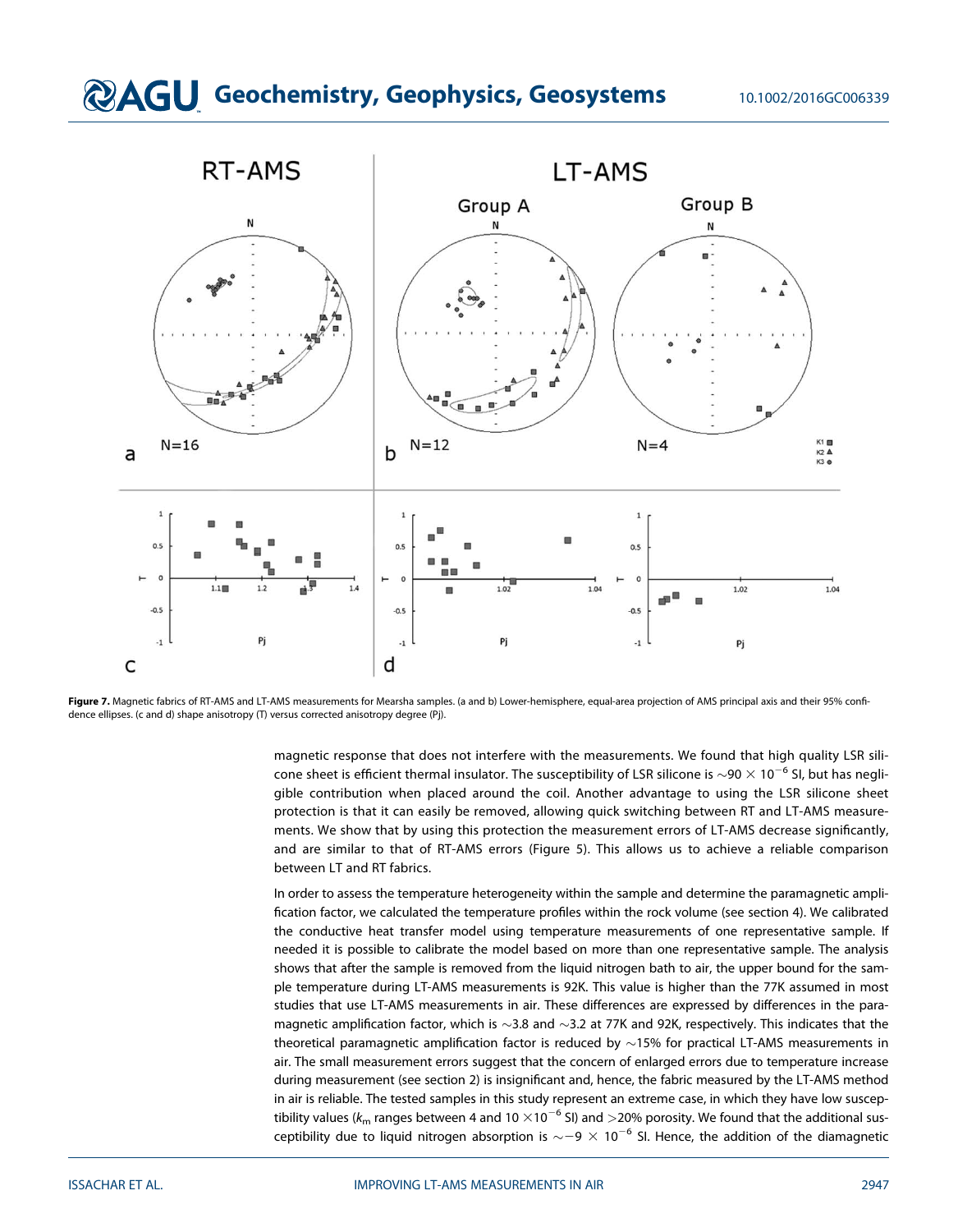**Figure 7.** Magnetic fabrics of RT-AMS and LT-AMS measurements for Mearsha samples. (a and b) Lower-hemisphere, equal-area projection of AMS principal axis and their 95% confidence ellipses. (c and d) shape anisotropy (T) versus corrected anisotropy degree (Pj).

magnetic response that does not interfere with the measurements. We found that high quality LSR silicone sheet is efficient thermal insulator. The susceptibility of LSR silicone is $\sim 90 \times 10^{-6}$ SI, but has negligible contribution when placed around the coil. Another advantage to using the LSR silicone sheet protection is that it can easily be removed, allowing quick switching between RT and LT-AMS measurements. We show that by using this protection the measurement errors of LT-AMS decrease significantly, and are similar to that of RT-AMS errors (Figure 5). This allows us to achieve a reliable comparison between LT and RT fabrics.

In order to assess the temperature heterogeneity within the sample and determine the paramagnetic amplification factor, we calculated the temperature profiles within the rock volume (see section 4). We calibrated the conductive heat transfer model using temperature measurements of one representative sample. If needed it is possible to calibrate the model based on more than one representative sample. The analysis shows that after the sample is removed from the liquid nitrogen bath to air, the upper bound for the sample temperature during LT-AMS measurements is 92K. This value is higher than the 77K assumed in most studies that use LT-AMS measurements in air. These differences are expressed by differences in the paramagnetic amplification factor, which is $\sim$3.8 and $\sim$3.2 at 77K and 92K, respectively. This indicates that the theoretical paramagnetic amplification factor is reduced by $\sim$15% for practical LT-AMS measurements in air. The small measurement errors suggest that the concern of enlarged errors due to temperature increase during measurement (see section 2) is insignificant and, hence, the fabric measured by the LT-AMS method in air is reliable. The tested samples in this study represent an extreme case, in which they have low susceptibility values ($k_m$ ranges between 4 and $10 \times 10^{-6}$ SI) and >20% porosity. We found that the additional susceptibility due to liquid nitrogen absorption is $\sim -9 \times 10^{-6}$ SI. Hence, the addition of the diamagnetic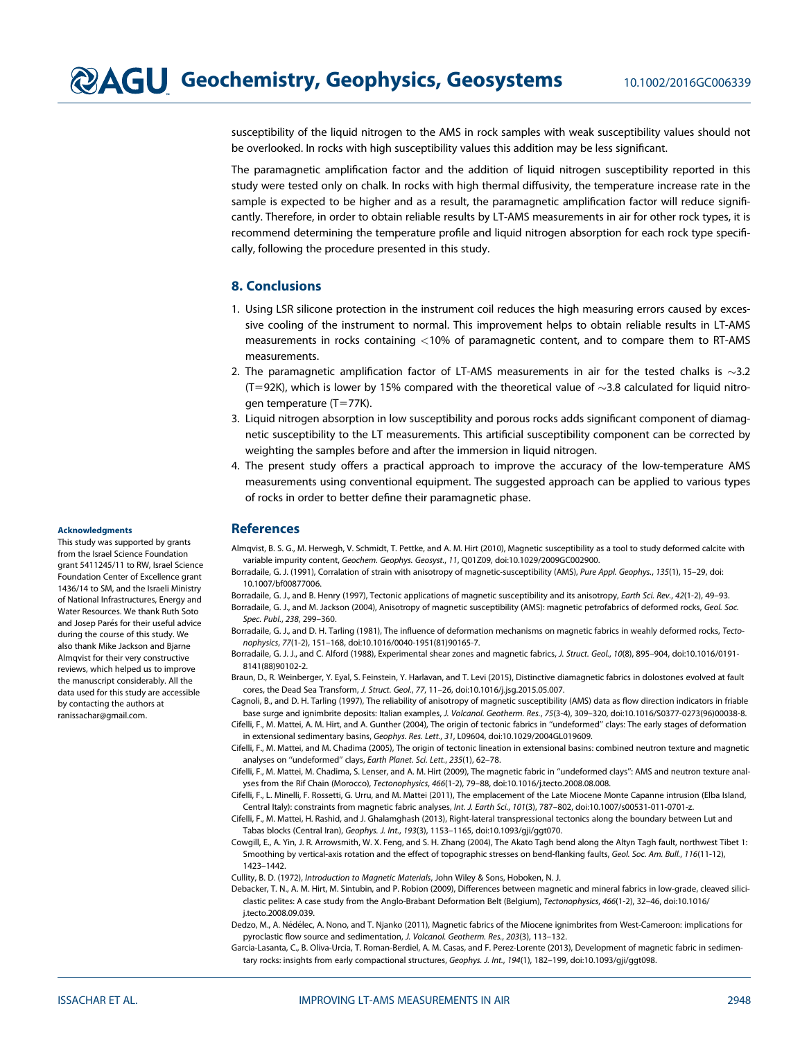susceptibility of the liquid nitrogen to the AMS in rock samples with weak susceptibility values should not be overlooked. In rocks with high susceptibility values this addition may be less significant.

The paramagnetic amplification factor and the addition of liquid nitrogen susceptibility reported in this study were tested only on chalk. In rocks with high thermal diffusivity, the temperature increase rate in the sample is expected to be higher and as a result, the paramagnetic amplification factor will reduce significantly. Therefore, in order to obtain reliable results by LT-AMS measurements in air for other rock types, it is recommend determining the temperature profile and liquid nitrogen absorption for each rock type specifically, following the procedure presented in this study.

## 8. Conclusions

1. Using LSR silicone protection in the instrument coil reduces the high measuring errors caused by excessive cooling of the instrument to normal. This improvement helps to obtain reliable results in LT-AMS measurements in rocks containing <10% of paramagnetic content, and to compare them to RT-AMS measurements.
2. The paramagnetic amplification factor of LT-AMS measurements in air for the tested chalks is ~3.2 (T=92K), which is lower by 15% compared with the theoretical value of ~3.8 calculated for liquid nitrogen temperature (T=77K).
3. Liquid nitrogen absorption in low susceptibility and porous rocks adds significant component of diamagnetic susceptibility to the LT measurements. This artificial susceptibility component can be corrected by weighting the samples before and after the immersion in liquid nitrogen.
4. The present study offers a practical approach to improve the accuracy of the low-temperature AMS measurements using conventional equipment. The suggested approach can be applied to various types of rocks in order to better define their paramagnetic phase.

**Acknowledgments**

This study was supported by grants from the Israel Science Foundation grant 5411245/11 to RW, Israel Science Foundation Center of Excellence grant 1436/14 to SM, and the Israeli Ministry of National Infrastructures, Energy and Water Resources. We thank Ruth Soto and Josep Parés for their useful advice during the course of this study. We also thank Mike Jackson and Bjarne Almqvist for their very constructive reviews, which helped us to improve the manuscript considerably. All the data used for this study are accessible by contacting the authors at ranissachar@gmail.com.

## References

Almqvist, B. S. G., M. Herwegh, V. Schmidt, T. Pettke, and A. M. Hirt (2010), Magnetic susceptibility as a tool to study deformed calcite with variable impurity content, *Geochem. Geophys. Geosyst.*, *11*, Q01Z09, doi:10.1029/2009GC002900.

Borradaile, G. J. (1991), Corralation of strain with anisotropy of magnetic-susceptibility (AMS), *Pure Appl. Geophys.*, *135*(1), 15–29, doi: 10.1007/bf00877006.

Borradaile, G. J., and B. Henry (1997), Tectonic applications of magnetic susceptibility and its anisotropy, *Earth Sci. Rev.*, *42*(1-2), 49–93.

Borradaile, G. J., and M. Jackson (2004), Anisotropy of magnetic susceptibility (AMS): magnetic petrofabrics of deformed rocks, *Geol. Soc. Spec. Publ.*, *238*, 299–360.

Borradaile, G. J., and D. H. Tarling (1981), The influence of deformation mechanisms on magnetic fabrics in weahly deformed rocks, *Tectonophysics*, *77*(1-2), 151–168, doi:10.1016/0040-1951(81)90165-7.

Borradaile, G. J. J., and C. Alford (1988), Experimental shear zones and magnetic fabrics, *J. Struct. Geol.*, *10*(8), 895–904, doi:10.1016/0191-8141(88)90102-2.

Braun, D., R. Weinberger, Y. Eyal, S. Feinstein, Y. Harlavan, and T. Levi (2015), Distinctive diamagnetic fabrics in dolostones evolved at fault cores, the Dead Sea Transform, *J. Struct. Geol.*, *77*, 11–26, doi:10.1016/j.jsg.2015.05.007.

Cagnoli, B., and D. H. Tarling (1997), The reliability of anisotropy of magnetic susceptibility (AMS) data as flow direction indicators in friable base surge and ignimbrite deposits: Italian examples, *J. Volcanol. Geotherm. Res.*, *75*(3-4), 309–320, doi:10.1016/S0377-0273(96)00038-8.

Cifelli, F., M. Mattei, A. M. Hirt, and A. Gunther (2004), The origin of tectonic fabrics in "undeformed" clays: The early stages of deformation in extensional sedimentary basins, *Geophys. Res. Lett.*, *31*, L09604, doi:10.1029/2004GL019609.

Cifelli, F., M. Mattei, and M. Chadima (2005), The origin of tectonic lineation in extensional basins: combined neutron texture and magnetic analyses on "undeformed" clays, *Earth Planet. Sci. Lett.*, *235*(1), 62–78.

Cifelli, F., M. Mattei, M. Chadima, S. Lenser, and A. M. Hirt (2009), The magnetic fabric in "undeformed clays": AMS and neutron texture analyses from the Rif Chain (Morocco), *Tectonophysics*, *466*(1-2), 79–88, doi:10.1016/j.tecto.2008.08.008.

Cifelli, F., L. Minelli, F. Rossetti, G. Urru, and M. Mattei (2011), The emplacement of the Late Miocene Monte Capanne intrusion (Elba Island, Central Italy): constraints from magnetic fabric analyses, *Int. J. Earth Sci.*, *101*(3), 787–802, doi:10.1007/s00531-011-0701-z.

Cifelli, F., M. Mattei, H. Rashid, and J. Ghalamghash (2013), Right-lateral transpressional tectonics along the boundary between Lut and Tabas blocks (Central Iran), *Geophys. J. Int.*, *193*(3), 1153–1165, doi:10.1093/gji/ggt070.

Cowgill, E., A. Yin, J. R. Arrowsmith, W. X. Feng, and S. H. Zhang (2004), The Akato Tagh bend along the Altyn Tagh fault, northwest Tibet 1: Smoothing by vertical-axis rotation and the effect of topographic stresses on bend-flanking faults, *Geol. Soc. Am. Bull.*, *116*(11-12), 1423–1442.

Cullity, B. D. (1972), *Introduction to Magnetic Materials*, John Wiley & Sons, Hoboken, N. J.

Debacker, T. N., A. M. Hirt, M. Sintubin, and P. Robion (2009), Differences between magnetic and mineral fabrics in low-grade, cleaved siliciclastic pelites: A case study from the Anglo-Brabant Deformation Belt (Belgium), *Tectonophysics*, *466*(1-2), 32–46, doi:10.1016/j.tecto.2008.09.039.

Dedzo, M., A. Nédélec, A. Nono, and T. Njanko (2011), Magnetic fabrics of the Miocene ignimbrites from West-Cameroon: implications for pyroclastic flow source and sedimentation, *J. Volcanol. Geotherm. Res.*, *203*(3), 113–132.

Garcia-Lasanta, C., B. Oliva-Urcia, T. Roman-Berdiel, A. M. Casas, and F. Perez-Lorente (2013), Development of magnetic fabric in sedimentary rocks: insights from early compactional structures, *Geophys. J. Int.*, *194*(1), 182–199, doi:10.1093/gji/ggt098.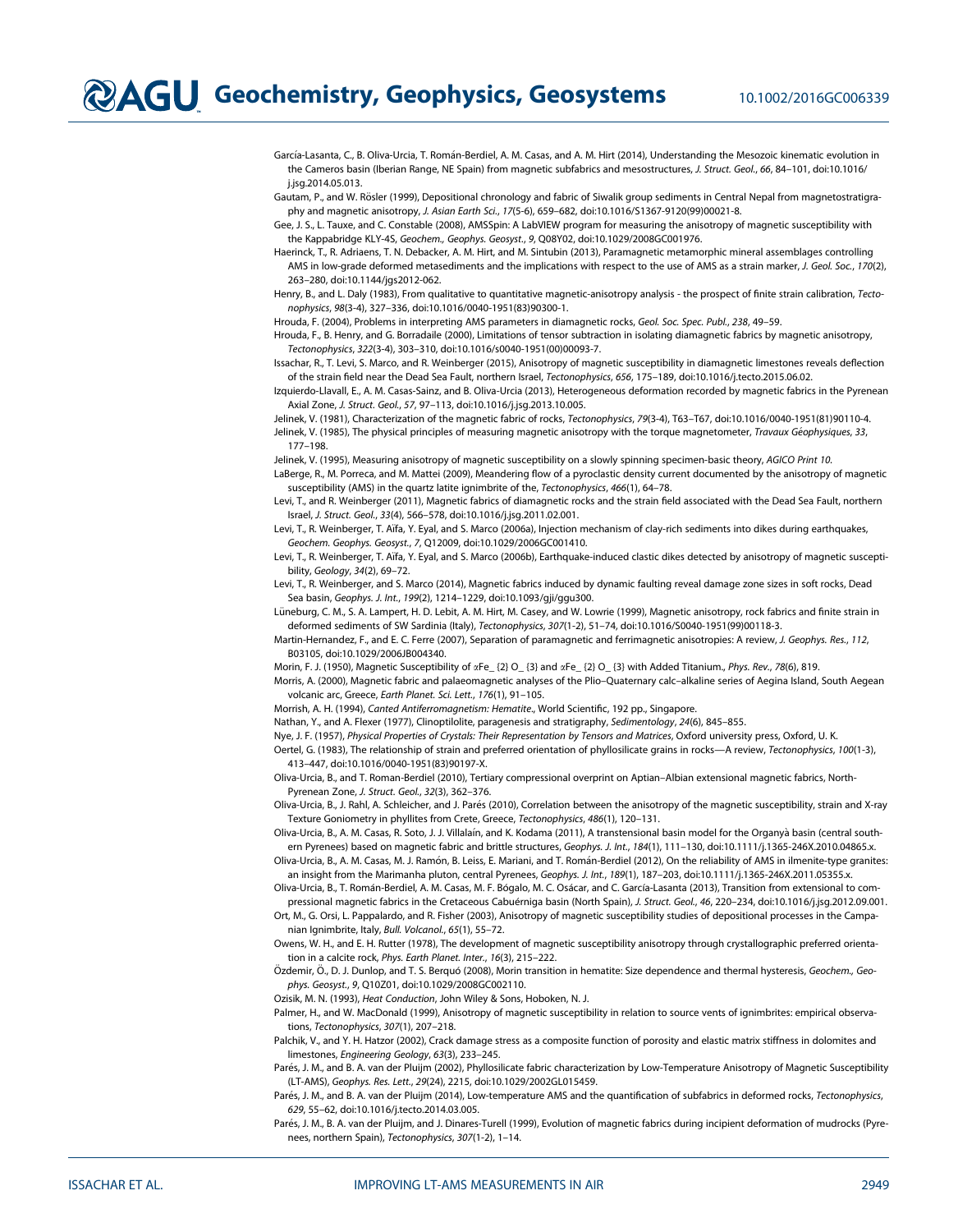García-Lasanta, C., B. Oliva-Urcia, T. Román-Berdiel, A. M. Casas, and A. M. Hirt (2014), Understanding the Mesozoic kinematic evolution in the Cameros basin (Iberian Range, NE Spain) from magnetic subfabrics and mesostructures, *J. Struct. Geol.*, *66*, 84–101, doi:10.1016/j.jsg.2014.05.013.

Gautam, P., and W. Rösler (1999), Depositional chronology and fabric of Siwalik group sediments in Central Nepal from magnetostratigraphy and magnetic anisotropy, *J. Asian Earth Sci.*, *17*(5-6), 659–682, doi:10.1016/S1367-9120(99)00021-8.

Gee, J. S., L. Tauxe, and C. Constable (2008), AMSSpin: A LabVIEW program for measuring the anisotropy of magnetic susceptibility with the Kappabridge KLY-4S, *Geochem., Geophys. Geosyst.*, *9*, Q08Y02, doi:10.1029/2008GC001976.

Haerinck, T., R. Adriaens, T. N. Debacker, A. M. Hirt, and M. Sintubin (2013), Paramagnetic metamorphic mineral assemblages controlling AMS in low-grade deformed metasediments and the implications with respect to the use of AMS as a strain marker, *J. Geol. Soc.*, *170*(2), 263–280, doi:10.1144/jgs2012-062.

Henry, B., and L. Daly (1983), From qualitative to quantitative magnetic-anisotropy analysis - the prospect of finite strain calibration, *Tectonophysics*, *98*(3-4), 327–336, doi:10.1016/0040-1951(83)90300-1.

Hrouda, F. (2004), Problems in interpreting AMS parameters in diamagnetic rocks, *Geol. Soc. Spec. Publ.*, *238*, 49–59.

Hrouda, F., B. Henry, and G. Borradaile (2000), Limitations of tensor subtraction in isolating diamagnetic fabrics by magnetic anisotropy, *Tectonophysics*, *322*(3-4), 303–310, doi:10.1016/s0040-1951(00)00093-7.

Issachar, R., T. Levi, S. Marco, and R. Weinberger (2015), Anisotropy of magnetic susceptibility in diamagnetic limestones reveals deflection of the strain field near the Dead Sea Fault, northern Israel, *Tectonophysics*, *656*, 175–189, doi:10.1016/j.tecto.2015.06.02.

Izquierdo-Llavall, E., A. M. Casas-Sainz, and B. Oliva-Urcia (2013), Heterogeneous deformation recorded by magnetic fabrics in the Pyrenean Axial Zone, *J. Struct. Geol.*, *57*, 97–113, doi:10.1016/j.jsg.2013.10.005.

Jelinek, V. (1981), Characterization of the magnetic fabric of rocks, *Tectonophysics*, *79*(3-4), T63–T67, doi:10.1016/0040-1951(81)90110-4.

Jelinek, V. (1985), The physical principles of measuring magnetic anisotropy with the torque magnetometer, *Travaux Géophysiques*, *33*, 177–198.

Jelinek, V. (1995), Measuring anisotropy of magnetic susceptibility on a slowly spinning specimen-basic theory, *AGICO Print 10*.

LaBerge, R., M. Porreca, and M. Mattei (2009), Meandering flow of a pyroclastic density current documented by the anisotropy of magnetic susceptibility (AMS) in the quartz latite ignimbrite of the, *Tectonophysics*, *466*(1), 64–78.

Levi, T., and R. Weinberger (2011), Magnetic fabrics of diamagnetic rocks and the strain field associated with the Dead Sea Fault, northern Israel, *J. Struct. Geol.*, *33*(4), 566–578, doi:10.1016/j.jsg.2011.02.001.

Levi, T., R. Weinberger, T. Aïfa, Y. Eyal, and S. Marco (2006a), Injection mechanism of clay-rich sediments into dikes during earthquakes, *Geochem. Geophys. Geosyst.*, *7*, Q12009, doi:10.1029/2006GC001410.

Levi, T., R. Weinberger, T. Aïfa, Y. Eyal, and S. Marco (2006b), Earthquake-induced clastic dikes detected by anisotropy of magnetic susceptibility, *Geology*, *34*(2), 69–72.

Levi, T., R. Weinberger, and S. Marco (2014), Magnetic fabrics induced by dynamic faulting reveal damage zone sizes in soft rocks, Dead Sea basin, *Geophys. J. Int.*, *199*(2), 1214–1229, doi:10.1093/gji/ggu300.

Lüneburg, C. M., S. A. Lampert, H. D. Lebit, A. M. Hirt, M. Casey, and W. Lowrie (1999), Magnetic anisotropy, rock fabrics and finite strain in deformed sediments of SW Sardinia (Italy), *Tectonophysics*, *307*(1-2), 51–74, doi:10.1016/S0040-1951(99)00118-3.

Martin-Hernandez, F., and E. C. Ferre (2007), Separation of paramagnetic and ferrimagnetic anisotropies: A review, *J. Geophys. Res.*, *112*, B03105, doi:10.1029/2006JB004340.

Morin, F. J. (1950), Magnetic Susceptibility of αFe_ {2} O_ {3} and αFe_ {2} O_ {3} with Added Titanium., *Phys. Rev.*, *78*(6), 819.

Morris, A. (2000), Magnetic fabric and palaeomagnetic analyses of the Plio–Quaternary calc–alkaline series of Aegina Island, South Aegean volcanic arc, Greece, *Earth Planet. Sci. Lett.*, *176*(1), 91–105.

Morrish, A. H. (1994), *Canted Antiferromagnetism: Hematite*, World Scientific, 192 pp., Singapore.

Nathan, Y., and A. Flexer (1977), Clinoptilolite, paragenesis and stratigraphy, *Sedimentology*, *24*(6), 845–855.

Nye, J. F. (1957), *Physical Properties of Crystals: Their Representation by Tensors and Matrices*, Oxford university press, Oxford, U. K.

Oertel, G. (1983), The relationship of strain and preferred orientation of phyllosilicate grains in rocks—A review, *Tectonophysics*, *100*(1-3), 413–447, doi:10.1016/0040-1951(83)90197-X.

Oliva-Urcia, B., and T. Roman-Berdiel (2010), Tertiary compressional overprint on Aptian–Albian extensional magnetic fabrics, North-Pyrenean Zone, *J. Struct. Geol.*, *32*(3), 362–376.

Oliva-Urcia, B., J. Rahl, A. Schleicher, and J. Parés (2010), Correlation between the anisotropy of the magnetic susceptibility, strain and X-ray Texture Goniometry in phyllites from Crete, Greece, *Tectonophysics*, *486*(1), 120–131.

Oliva-Urcia, B., A. M. Casas, R. Soto, J. J. Villalaín, and K. Kodama (2011), A transtensional basin model for the Organyà basin (central southern Pyrenees) based on magnetic fabric and brittle structures, *Geophys. J. Int.*, *184*(1), 111–130, doi:10.1111/j.1365-246X.2010.04865.x.

Oliva-Urcia, B., A. M. Casas, M. J. Ramón, B. Leiss, E. Mariani, and T. Román-Berdiel (2012), On the reliability of AMS in ilmenite-type granites: an insight from the Marimanha pluton, central Pyrenees, *Geophys. J. Int.*, *189*(1), 187–203, doi:10.1111/j.1365-246X.2011.05355.x.

Oliva-Urcia, B., T. Román-Berdiel, A. M. Casas, M. F. Bógalo, M. C. Osácar, and C. García-Lasanta (2013), Transition from extensional to compressional magnetic fabrics in the Cretaceous Cabuérniga basin (North Spain), *J. Struct. Geol.*, *46*, 220–234, doi:10.1016/j.jsg.2012.09.001.

Ort, M., G. Orsi, L. Pappalardo, and R. Fisher (2003), Anisotropy of magnetic susceptibility studies of depositional processes in the Campanian Ignimbrite, Italy, *Bull. Volcanol.*, *65*(1), 55–72.

Owens, W. H., and E. H. Rutter (1978), The development of magnetic susceptibility anisotropy through crystallographic preferred orientation in a calcite rock, *Phys. Earth Planet. Inter.*, *16*(3), 215–222.

Özdemir, Ö., D. J. Dunlop, and T. S. Berquó (2008), Morin transition in hematite: Size dependence and thermal hysteresis, *Geochem., Geophys. Geosyst.*, *9*, Q10Z01, doi:10.1029/2008GC002110.

Ozisik, M. N. (1993), *Heat Conduction*, John Wiley & Sons, Hoboken, N. J.

Palmer, H., and W. MacDonald (1999), Anisotropy of magnetic susceptibility in relation to source vents of ignimbrites: empirical observations, *Tectonophysics*, *307*(1), 207–218.

Palchik, V., and Y. H. Hatzor (2002), Crack damage stress as a composite function of porosity and elastic matrix stiffness in dolomites and limestones, *Engineering Geology*, *63*(3), 233–245.

Parés, J. M., and B. A. van der Pluijm (2002), Phyllosilicate fabric characterization by Low-Temperature Anisotropy of Magnetic Susceptibility (LT-AMS), *Geophys. Res. Lett.*, *29*(24), 2215, doi:10.1029/2002GL015459.

Parés, J. M., and B. A. van der Pluijm (2014), Low-temperature AMS and the quantification of subfabrics in deformed rocks, *Tectonophysics*, *629*, 55–62, doi:10.1016/j.tecto.2014.03.005.

Parés, J. M., B. A. van der Pluijm, and J. Dinares-Turell (1999), Evolution of magnetic fabrics during incipient deformation of mudrocks (Pyrenees, northern Spain), *Tectonophysics*, *307*(1-2), 1–14.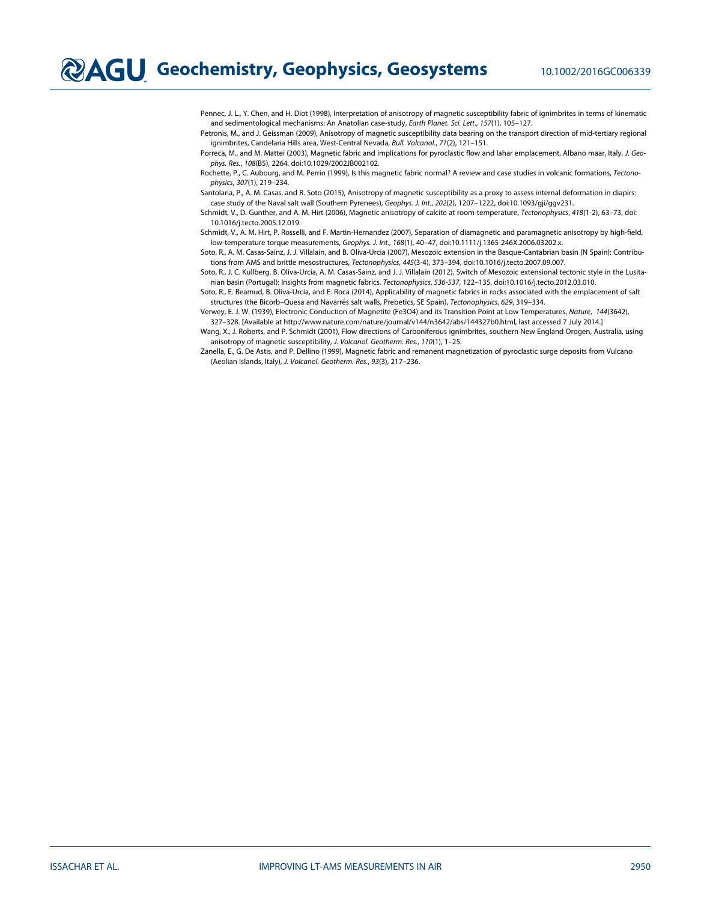Pennec, J. L., Y. Chen, and H. Diot (1998), Interpretation of anisotropy of magnetic susceptibility fabric of ignimbrites in terms of kinematic and sedimentological mechanisms: An Anatolian case-study, *Earth Planet. Sci. Lett.*, *157*(1), 105–127.

Petronis, M., and J. Geissman (2009), Anisotropy of magnetic susceptibility data bearing on the transport direction of mid-tertiary regional ignimbrites, Candelaria Hills area, West-Central Nevada, *Bull. Volcanol.*, *71*(2), 121–151.

Porreca, M., and M. Mattei (2003), Magnetic fabric and implications for pyroclastic flow and lahar emplacement, Albano maar, Italy, *J. Geophys. Res.*, *108*(B5), 2264, doi:10.1029/2002JB002102.

Rochette, P., C. Aubourg, and M. Perrin (1999), Is this magnetic fabric normal? A review and case studies in volcanic formations, *Tectonophysics*, *307*(1), 219–234.

Santolaria, P., A. M. Casas, and R. Soto (2015), Anisotropy of magnetic susceptibility as a proxy to assess internal deformation in diapirs: case study of the Naval salt wall (Southern Pyrenees), *Geophys. J. Int.*, *202*(2), 1207–1222, doi:10.1093/gji/ggv231.

Schmidt, V., D. Gunther, and A. M. Hirt (2006), Magnetic anisotropy of calcite at room-temperature, *Tectonophysics*, *418*(1-2), 63–73, doi:10.1016/j.tecto.2005.12.019.

Schmidt, V., A. M. Hirt, P. Rosselli, and F. Martin-Hernandez (2007), Separation of diamagnetic and paramagnetic anisotropy by high-field, low-temperature torque measurements, *Geophys. J. Int.*, *168*(1), 40–47, doi:10.1111/j.1365-246X.2006.03202.x.

Soto, R., A. M. Casas-Sainz, J. J. Villalain, and B. Oliva-Urcia (2007), Mesozoic extension in the Basque-Cantabrian basin (N Spain): Contributions from AMS and brittle mesostructures, *Tectonophysics*, *445*(3-4), 373–394, doi:10.1016/j.tecto.2007.09.007.

Soto, R., J. C. Kullberg, B. Oliva-Urcia, A. M. Casas-Sainz, and J. J. Villalaín (2012), Switch of Mesozoic extensional tectonic style in the Lusitanian basin (Portugal): Insights from magnetic fabrics, *Tectonophysics*, *536-537*, 122–135, doi:10.1016/j.tecto.2012.03.010.

Soto, R., E. Beamud, B. Oliva-Urcia, and E. Roca (2014), Applicability of magnetic fabrics in rocks associated with the emplacement of salt structures (the Bicorb–Quesa and Navarrés salt walls, Prebetics, SE Spain), *Tectonophysics*, *629*, 319–334.

Verwey, E. J. W. (1939), Electronic Conduction of Magnetite (Fe3O4) and its Transition Point at Low Temperatures, *Nature*, *144*(3642), 327–328. [Available at http://www.nature.com/nature/journal/v144/n3642/abs/144327b0.html, last accessed 7 July 2014.]

Wang, X., J. Roberts, and P. Schmidt (2001), Flow directions of Carboniferous ignimbrites, southern New England Orogen, Australia, using anisotropy of magnetic susceptibility, *J. Volcanol. Geotherm. Res.*, *110*(1), 1–25.

Zanella, E., G. De Astis, and P. Dellino (1999), Magnetic fabric and remanent magnetization of pyroclastic surge deposits from Vulcano (Aeolian Islands, Italy), *J. Volcanol. Geotherm. Res.*, *93*(3), 217–236.